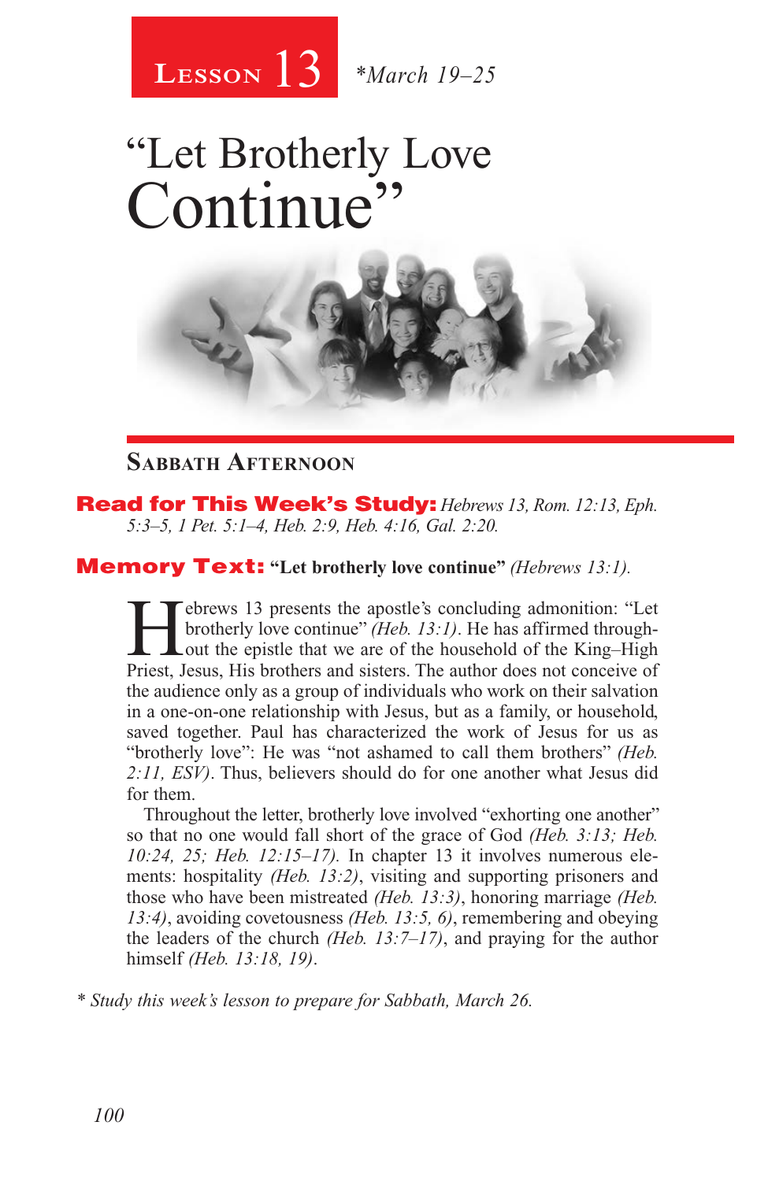**Lesson 13** *\*March 19–25*

# "Let Brotherly Love Continue"

## Sabbath Afternoon

**Read for This Week's Study:** *Hebrews 13, Rom. 12:13, Eph. 5:3–5, 1 Pet. 5:1–4, Heb. 2:9, Heb. 4:16, Gal. 2:20.*

**Memory Text:** **"Let brotherly love continue"** *(Hebrews 13:1).*

Hebrews 13 presents the apostle's concluding admonition: "Let brotherly love continue" *(Heb. 13:1)*. He has affirmed throughout the epistle that we are of the household of the King–High Priest, Jesus, His brothers and sisters. The author does not conceive of the audience only as a group of individuals who work on their salvation in a one-on-one relationship with Jesus, but as a family, or household, saved together. Paul has characterized the work of Jesus for us as "brotherly love": He was "not ashamed to call them brothers" *(Heb. 2:11, ESV)*. Thus, believers should do for one another what Jesus did for them.

Throughout the letter, brotherly love involved "exhorting one another" so that no one would fall short of the grace of God *(Heb. 3:13; Heb. 10:24, 25; Heb. 12:15–17)*. In chapter 13 it involves numerous elements: hospitality *(Heb. 13:2)*, visiting and supporting prisoners and those who have been mistreated *(Heb. 13:3)*, honoring marriage *(Heb. 13:4)*, avoiding covetousness *(Heb. 13:5, 6)*, remembering and obeying the leaders of the church *(Heb. 13:7–17)*, and praying for the author himself *(Heb. 13:18, 19)*.

*\* Study this week's lesson to prepare for Sabbath, March 26.*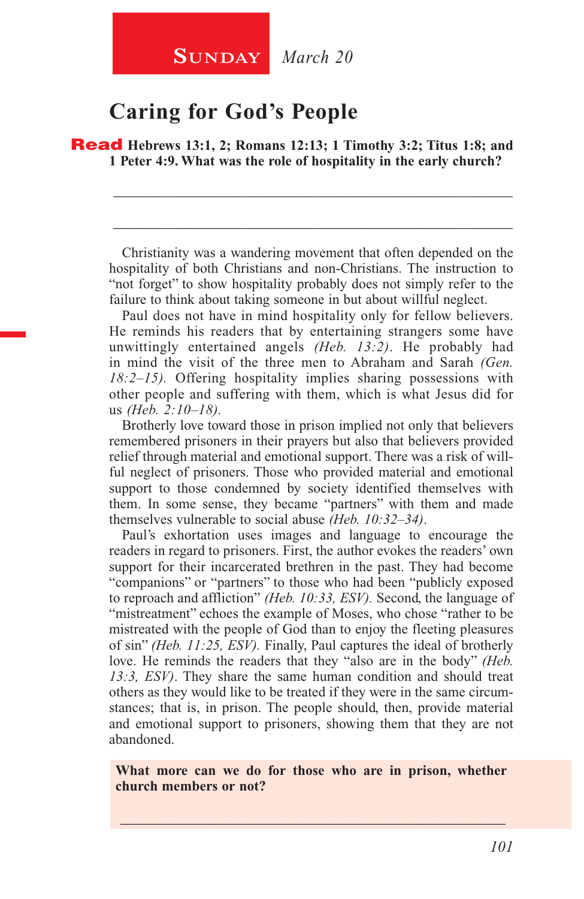**SUNDAY** *March 20*

# Caring for God's People

**Read Hebrews 13:1, 2; Romans 12:13; 1 Timothy 3:2; Titus 1:8; and 1 Peter 4:9. What was the role of hospitality in the early church?**

_______________________________________________

_______________________________________________

Christianity was a wandering movement that often depended on the hospitality of both Christians and non-Christians. The instruction to "not forget" to show hospitality probably does not simply refer to the failure to think about taking someone in but about willful neglect.

Paul does not have in mind hospitality only for fellow believers. He reminds his readers that by entertaining strangers some have unwittingly entertained angels *(Heb. 13:2)*. He probably had in mind the visit of the three men to Abraham and Sarah *(Gen. 18:2–15)*. Offering hospitality implies sharing possessions with other people and suffering with them, which is what Jesus did for us *(Heb. 2:10–18)*.

Brotherly love toward those in prison implied not only that believers remembered prisoners in their prayers but also that believers provided relief through material and emotional support. There was a risk of willful neglect of prisoners. Those who provided material and emotional support to those condemned by society identified themselves with them. In some sense, they became "partners" with them and made themselves vulnerable to social abuse *(Heb. 10:32–34)*.

Paul's exhortation uses images and language to encourage the readers in regard to prisoners. First, the author evokes the readers' own support for their incarcerated brethren in the past. They had become "companions" or "partners" to those who had been "publicly exposed to reproach and affliction" *(Heb. 10:33, ESV)*. Second, the language of "mistreatment" echoes the example of Moses, who chose "rather to be mistreated with the people of God than to enjoy the fleeting pleasures of sin" *(Heb. 11:25, ESV)*. Finally, Paul captures the ideal of brotherly love. He reminds the readers that they "also are in the body" *(Heb. 13:3, ESV)*. They share the same human condition and should treat others as they would like to be treated if they were in the same circumstances; that is, in prison. The people should, then, provide material and emotional support to prisoners, showing them that they are not abandoned.

**What more can we do for those who are in prison, whether church members or not?**

_______________________________________________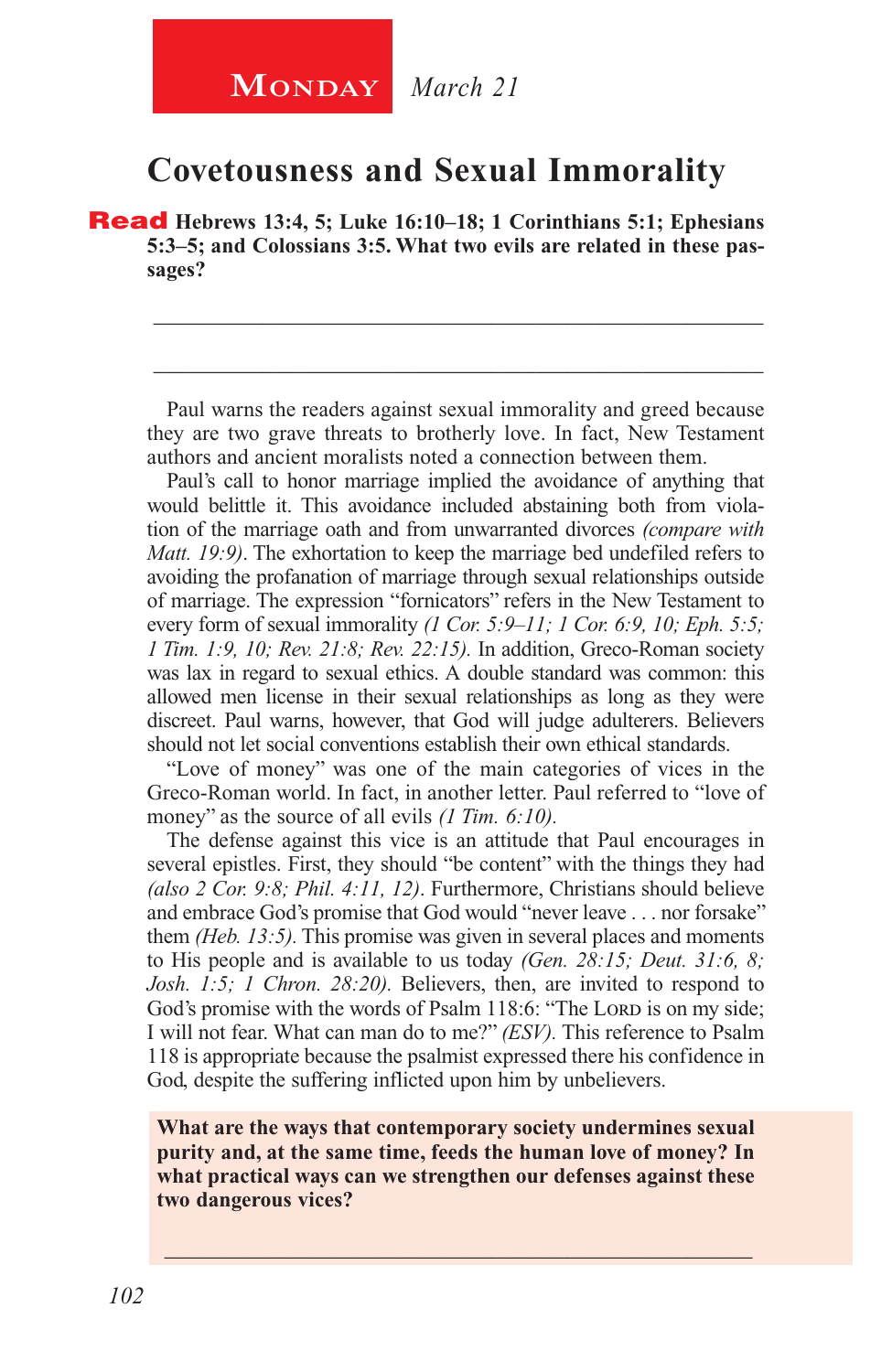**Monday** *March 21*

## Covetousness and Sexual Immorality

**Read Hebrews 13:4, 5; Luke 16:10–18; 1 Corinthians 5:1; Ephesians 5:3–5; and Colossians 3:5. What two evils are related in these passages?**

_______________________________________________________________

_______________________________________________________________

Paul warns the readers against sexual immorality and greed because they are two grave threats to brotherly love. In fact, New Testament authors and ancient moralists noted a connection between them.

Paul's call to honor marriage implied the avoidance of anything that would belittle it. This avoidance included abstaining both from violation of the marriage oath and from unwarranted divorces *(compare with Matt. 19:9)*. The exhortation to keep the marriage bed undefiled refers to avoiding the profanation of marriage through sexual relationships outside of marriage. The expression "fornicators" refers in the New Testament to every form of sexual immorality *(1 Cor. 5:9–11; 1 Cor. 6:9, 10; Eph. 5:5; 1 Tim. 1:9, 10; Rev. 21:8; Rev. 22:15).* In addition, Greco-Roman society was lax in regard to sexual ethics. A double standard was common: this allowed men license in their sexual relationships as long as they were discreet. Paul warns, however, that God will judge adulterers. Believers should not let social conventions establish their own ethical standards.

"Love of money" was one of the main categories of vices in the Greco-Roman world. In fact, in another letter. Paul referred to "love of money" as the source of all evils *(1 Tim. 6:10).*

The defense against this vice is an attitude that Paul encourages in several epistles. First, they should "be content" with the things they had *(also 2 Cor. 9:8; Phil. 4:11, 12)*. Furthermore, Christians should believe and embrace God's promise that God would "never leave . . . nor forsake" them *(Heb. 13:5).* This promise was given in several places and moments to His people and is available to us today *(Gen. 28:15; Deut. 31:6, 8; Josh. 1:5; 1 Chron. 28:20).* Believers, then, are invited to respond to God's promise with the words of Psalm 118:6: "The Lord is on my side; I will not fear. What can man do to me?" *(ESV).* This reference to Psalm 118 is appropriate because the psalmist expressed there his confidence in God, despite the suffering inflicted upon him by unbelievers.

**What are the ways that contemporary society undermines sexual purity and, at the same time, feeds the human love of money? In what practical ways can we strengthen our defenses against these two dangerous vices?**

_______________________________________________________________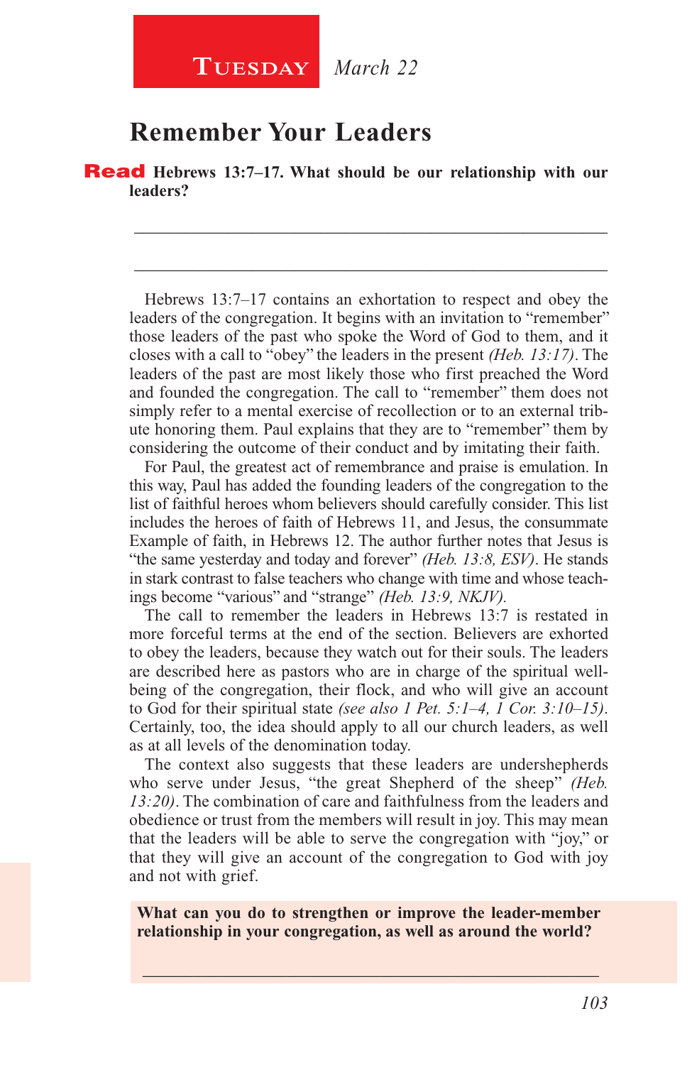**Tuesday** *March 22*

# Remember Your Leaders

**Read Hebrews 13:7–17. What should be our relationship with our leaders?**

_______________________________________________________________

_______________________________________________________________

Hebrews 13:7–17 contains an exhortation to respect and obey the leaders of the congregation. It begins with an invitation to "remember" those leaders of the past who spoke the Word of God to them, and it closes with a call to "obey" the leaders in the present *(Heb. 13:17)*. The leaders of the past are most likely those who first preached the Word and founded the congregation. The call to "remember" them does not simply refer to a mental exercise of recollection or to an external tribute honoring them. Paul explains that they are to "remember" them by considering the outcome of their conduct and by imitating their faith.

For Paul, the greatest act of remembrance and praise is emulation. In this way, Paul has added the founding leaders of the congregation to the list of faithful heroes whom believers should carefully consider. This list includes the heroes of faith of Hebrews 11, and Jesus, the consummate Example of faith, in Hebrews 12. The author further notes that Jesus is "the same yesterday and today and forever" *(Heb. 13:8, ESV)*. He stands in stark contrast to false teachers who change with time and whose teachings become "various" and "strange" *(Heb. 13:9, NKJV)*.

The call to remember the leaders in Hebrews 13:7 is restated in more forceful terms at the end of the section. Believers are exhorted to obey the leaders, because they watch out for their souls. The leaders are described here as pastors who are in charge of the spiritual well-being of the congregation, their flock, and who will give an account to God for their spiritual state *(see also 1 Pet. 5:1–4, 1 Cor. 3:10–15)*. Certainly, too, the idea should apply to all our church leaders, as well as at all levels of the denomination today.

The context also suggests that these leaders are undershepherds who serve under Jesus, "the great Shepherd of the sheep" *(Heb. 13:20)*. The combination of care and faithfulness from the leaders and obedience or trust from the members will result in joy. This may mean that the leaders will be able to serve the congregation with "joy," or that they will give an account of the congregation to God with joy and not with grief.

**What can you do to strengthen or improve the leader-member relationship in your congregation, as well as around the world?**

_______________________________________________________________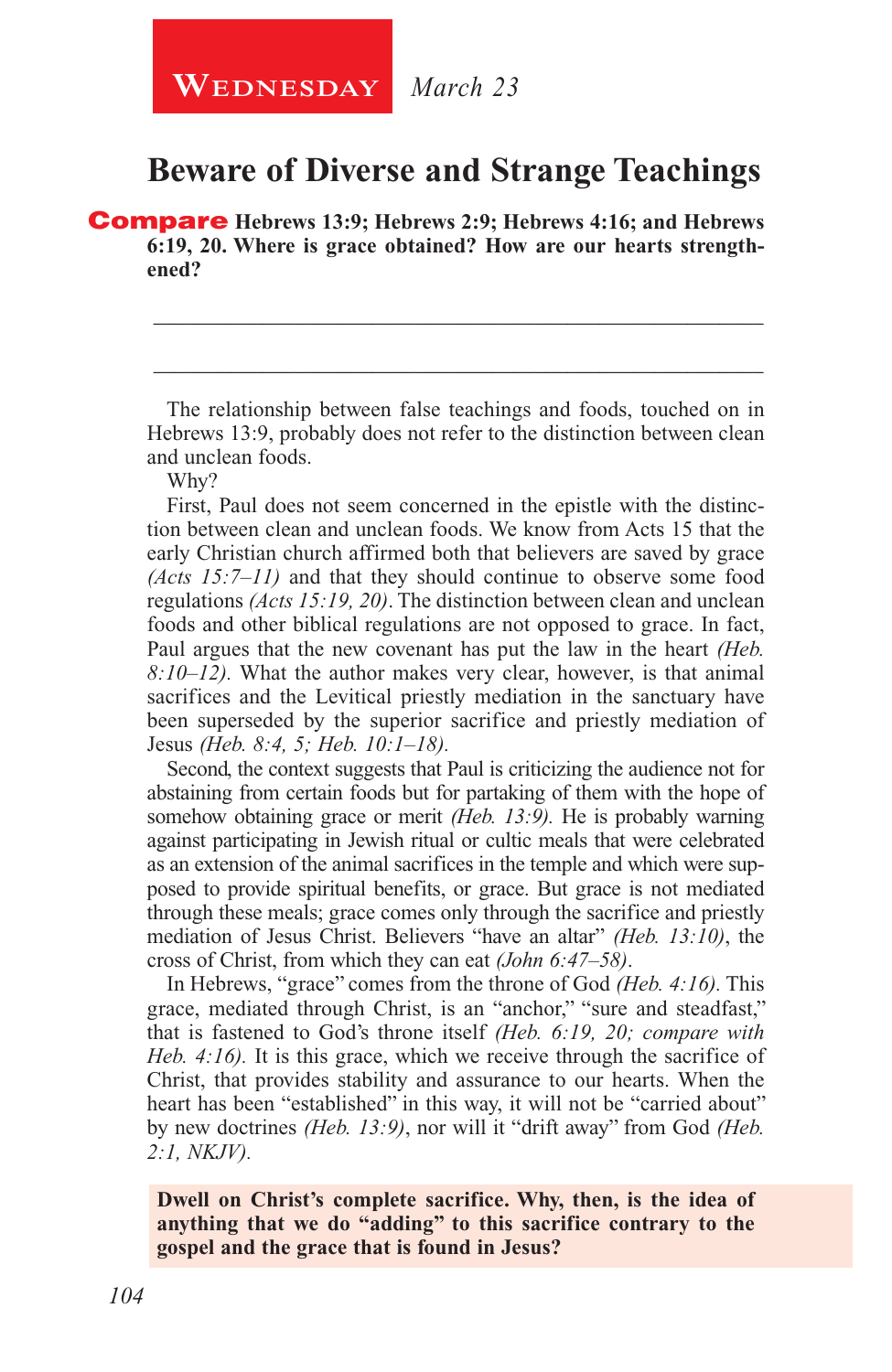**Wednesday** *March 23*

## Beware of Diverse and Strange Teachings

**Compare Hebrews 13:9; Hebrews 2:9; Hebrews 4:16; and Hebrews 6:19, 20. Where is grace obtained? How are our hearts strengthened?**

\_\_\_\_\_\_\_\_\_\_\_\_\_\_\_\_\_\_\_\_\_\_\_\_\_\_\_\_\_\_\_\_\_\_\_\_\_\_\_\_\_\_\_\_\_\_\_\_\_\_\_\_\_\_\_\_

\_\_\_\_\_\_\_\_\_\_\_\_\_\_\_\_\_\_\_\_\_\_\_\_\_\_\_\_\_\_\_\_\_\_\_\_\_\_\_\_\_\_\_\_\_\_\_\_\_\_\_\_\_\_\_\_

The relationship between false teachings and foods, touched on in Hebrews 13:9, probably does not refer to the distinction between clean and unclean foods.

Why?

First, Paul does not seem concerned in the epistle with the distinction between clean and unclean foods. We know from Acts 15 that the early Christian church affirmed both that believers are saved by grace *(Acts 15:7–11)* and that they should continue to observe some food regulations *(Acts 15:19, 20)*. The distinction between clean and unclean foods and other biblical regulations are not opposed to grace. In fact, Paul argues that the new covenant has put the law in the heart *(Heb. 8:10–12).* What the author makes very clear, however, is that animal sacrifices and the Levitical priestly mediation in the sanctuary have been superseded by the superior sacrifice and priestly mediation of Jesus *(Heb. 8:4, 5; Heb. 10:1–18).*

Second, the context suggests that Paul is criticizing the audience not for abstaining from certain foods but for partaking of them with the hope of somehow obtaining grace or merit *(Heb. 13:9).* He is probably warning against participating in Jewish ritual or cultic meals that were celebrated as an extension of the animal sacrifices in the temple and which were supposed to provide spiritual benefits, or grace. But grace is not mediated through these meals; grace comes only through the sacrifice and priestly mediation of Jesus Christ. Believers "have an altar" *(Heb. 13:10)*, the cross of Christ, from which they can eat *(John 6:47–58)*.

In Hebrews, "grace" comes from the throne of God *(Heb. 4:16).* This grace, mediated through Christ, is an "anchor," "sure and steadfast," that is fastened to God's throne itself *(Heb. 6:19, 20; compare with Heb. 4:16).* It is this grace, which we receive through the sacrifice of Christ, that provides stability and assurance to our hearts. When the heart has been "established" in this way, it will not be "carried about" by new doctrines *(Heb. 13:9)*, nor will it "drift away" from God *(Heb. 2:1, NKJV).*

**Dwell on Christ's complete sacrifice. Why, then, is the idea of anything that we do "adding" to this sacrifice contrary to the gospel and the grace that is found in Jesus?**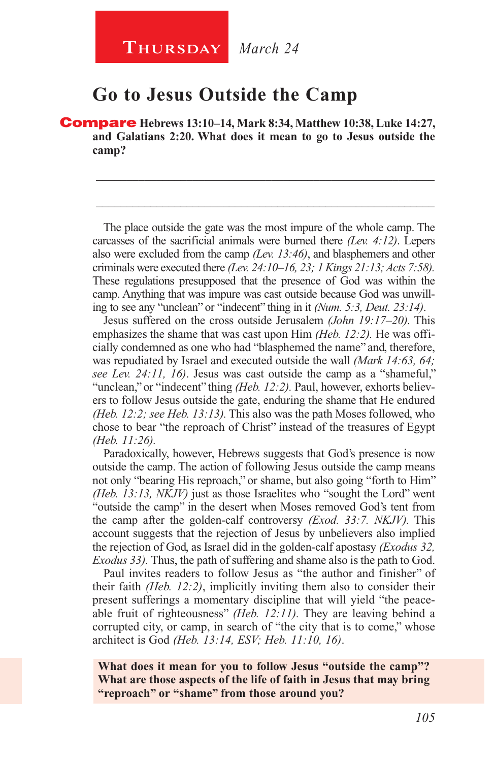**Thursday** *March 24*

## Go to Jesus Outside the Camp

**Compare Hebrews 13:10–14, Mark 8:34, Matthew 10:38, Luke 14:27, and Galatians 2:20. What does it mean to go to Jesus outside the camp?**

_______________________________________________________________

_______________________________________________________________

The place outside the gate was the most impure of the whole camp. The carcasses of the sacrificial animals were burned there *(Lev. 4:12)*. Lepers also were excluded from the camp *(Lev. 13:46)*, and blasphemers and other criminals were executed there *(Lev. 24:10–16, 23; 1 Kings 21:13; Acts 7:58).* These regulations presupposed that the presence of God was within the camp. Anything that was impure was cast outside because God was unwilling to see any "unclean" or "indecent" thing in it *(Num. 5:3, Deut. 23:14)*.

Jesus suffered on the cross outside Jerusalem *(John 19:17–20).* This emphasizes the shame that was cast upon Him *(Heb. 12:2).* He was officially condemned as one who had "blasphemed the name" and, therefore, was repudiated by Israel and executed outside the wall *(Mark 14:63, 64; see Lev. 24:11, 16)*. Jesus was cast outside the camp as a "shameful," "unclean," or "indecent" thing *(Heb. 12:2).* Paul, however, exhorts believers to follow Jesus outside the gate, enduring the shame that He endured *(Heb. 12:2; see Heb. 13:13).* This also was the path Moses followed, who chose to bear "the reproach of Christ" instead of the treasures of Egypt *(Heb. 11:26).*

Paradoxically, however, Hebrews suggests that God's presence is now outside the camp. The action of following Jesus outside the camp means not only "bearing His reproach," or shame, but also going "forth to Him" *(Heb. 13:13, NKJV)* just as those Israelites who "sought the Lord" went "outside the camp" in the desert when Moses removed God's tent from the camp after the golden-calf controversy *(Exod. 33:7. NKJV).* This account suggests that the rejection of Jesus by unbelievers also implied the rejection of God, as Israel did in the golden-calf apostasy *(Exodus 32, Exodus 33).* Thus, the path of suffering and shame also is the path to God.

Paul invites readers to follow Jesus as "the author and finisher" of their faith *(Heb. 12:2)*, implicitly inviting them also to consider their present sufferings a momentary discipline that will yield "the peaceable fruit of righteousness" *(Heb. 12:11).* They are leaving behind a corrupted city, or camp, in search of "the city that is to come," whose architect is God *(Heb. 13:14, ESV; Heb. 11:10, 16)*.

**What does it mean for you to follow Jesus "outside the camp"? What are those aspects of the life of faith in Jesus that may bring "reproach" or "shame" from those around you?**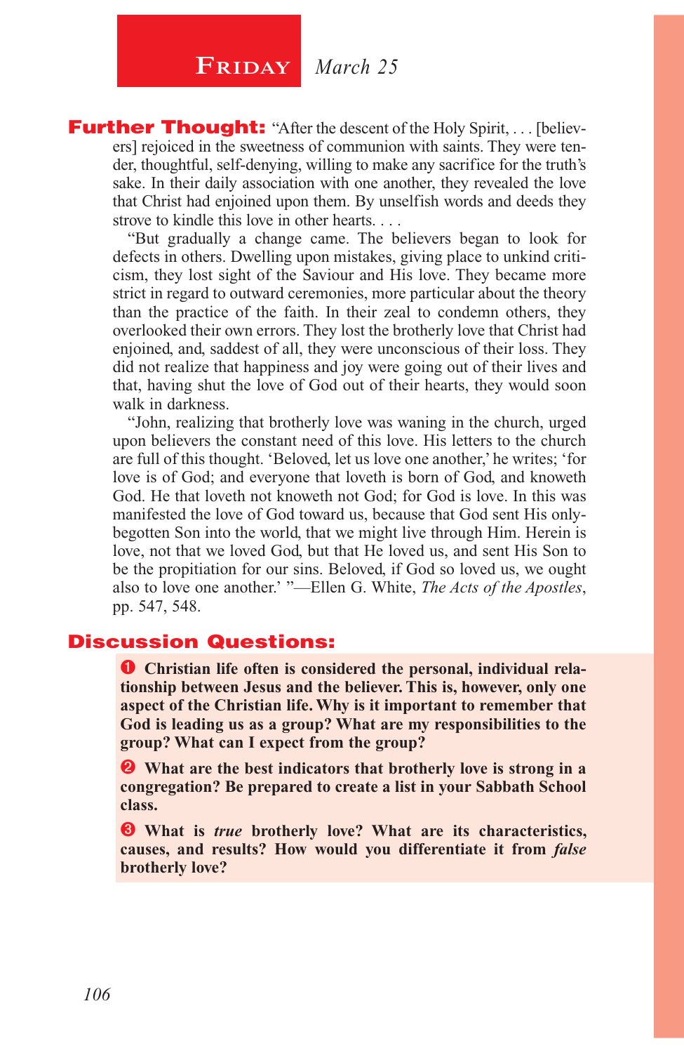## Friday *March 25*

**Further Thought:** "After the descent of the Holy Spirit, . . . [believers] rejoiced in the sweetness of communion with saints. They were tender, thoughtful, self-denying, willing to make any sacrifice for the truth's sake. In their daily association with one another, they revealed the love that Christ had enjoined upon them. By unselfish words and deeds they strove to kindle this love in other hearts. . . .

"But gradually a change came. The believers began to look for defects in others. Dwelling upon mistakes, giving place to unkind criticism, they lost sight of the Saviour and His love. They became more strict in regard to outward ceremonies, more particular about the theory than the practice of the faith. In their zeal to condemn others, they overlooked their own errors. They lost the brotherly love that Christ had enjoined, and, saddest of all, they were unconscious of their loss. They did not realize that happiness and joy were going out of their lives and that, having shut the love of God out of their hearts, they would soon walk in darkness.

"John, realizing that brotherly love was waning in the church, urged upon believers the constant need of this love. His letters to the church are full of this thought. 'Beloved, let us love one another,' he writes; 'for love is of God; and everyone that loveth is born of God, and knoweth God. He that loveth not knoweth not God; for God is love. In this was manifested the love of God toward us, because that God sent His only-begotten Son into the world, that we might live through Him. Herein is love, not that we loved God, but that He loved us, and sent His Son to be the propitiation for our sins. Beloved, if God so loved us, we ought also to love one another.' "—Ellen G. White, *The Acts of the Apostles*, pp. 547, 548.

**Discussion Questions:**

1. **Christian life often is considered the personal, individual relationship between Jesus and the believer. This is, however, only one aspect of the Christian life. Why is it important to remember that God is leading us as a group? What are my responsibilities to the group? What can I expect from the group?**

2. **What are the best indicators that brotherly love is strong in a congregation? Be prepared to create a list in your Sabbath School class.**

3. **What is *true* brotherly love? What are its characteristics, causes, and results? How would you differentiate it from *false* brotherly love?**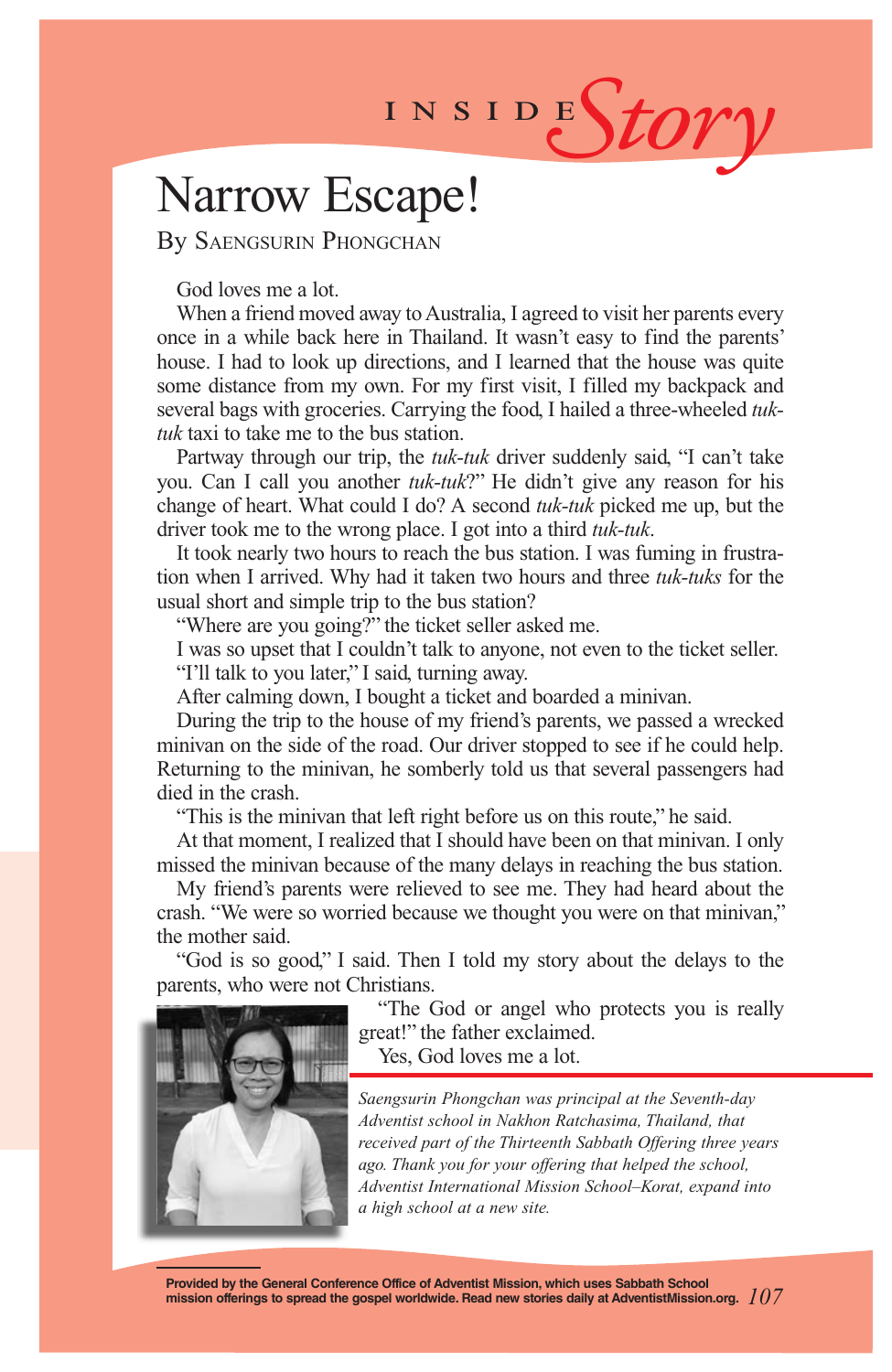INSIDE *Story*

# Narrow Escape!

By Saengsurin Phongchan

God loves me a lot.

When a friend moved away to Australia, I agreed to visit her parents every once in a while back here in Thailand. It wasn't easy to find the parents' house. I had to look up directions, and I learned that the house was quite some distance from my own. For my first visit, I filled my backpack and several bags with groceries. Carrying the food, I hailed a three-wheeled *tuk-tuk* taxi to take me to the bus station.

Partway through our trip, the *tuk-tuk* driver suddenly said, "I can't take you. Can I call you another *tuk-tuk*?" He didn't give any reason for his change of heart. What could I do? A second *tuk-tuk* picked me up, but the driver took me to the wrong place. I got into a third *tuk-tuk*.

It took nearly two hours to reach the bus station. I was fuming in frustration when I arrived. Why had it taken two hours and three *tuk-tuks* for the usual short and simple trip to the bus station?

"Where are you going?" the ticket seller asked me.

I was so upset that I couldn't talk to anyone, not even to the ticket seller. "I'll talk to you later," I said, turning away.

After calming down, I bought a ticket and boarded a minivan.

During the trip to the house of my friend's parents, we passed a wrecked minivan on the side of the road. Our driver stopped to see if he could help. Returning to the minivan, he somberly told us that several passengers had died in the crash.

"This is the minivan that left right before us on this route," he said.

At that moment, I realized that I should have been on that minivan. I only missed the minivan because of the many delays in reaching the bus station.

My friend's parents were relieved to see me. They had heard about the crash. "We were so worried because we thought you were on that minivan," the mother said.

"God is so good," I said. Then I told my story about the delays to the parents, who were not Christians.

"The God or angel who protects you is really great!" the father exclaimed.

Yes, God loves me a lot.

*Saengsurin Phongchan was principal at the Seventh-day Adventist school in Nakhon Ratchasima, Thailand, that received part of the Thirteenth Sabbath Offering three years ago. Thank you for your offering that helped the school, Adventist International Mission School–Korat, expand into a high school at a new site.*

**Provided by the General Conference Office of Adventist Mission, which uses Sabbath School mission offerings to spread the gospel worldwide. Read new stories daily at AdventistMission.org.**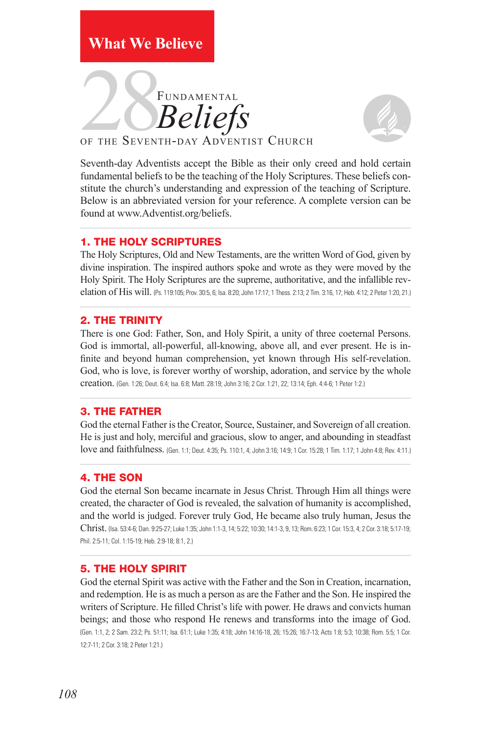What We Believe

# 28 Fundamental *Beliefs* of the Seventh-day Adventist Church

Seventh-day Adventists accept the Bible as their only creed and hold certain fundamental beliefs to be the teaching of the Holy Scriptures. These beliefs constitute the church's understanding and expression of the teaching of Scripture. Below is an abbreviated version for your reference. A complete version can be found at www.Adventist.org/beliefs.

## 1. THE HOLY SCRIPTURES

The Holy Scriptures, Old and New Testaments, are the written Word of God, given by divine inspiration. The inspired authors spoke and wrote as they were moved by the Holy Spirit. The Holy Scriptures are the supreme, authoritative, and the infallible revelation of His will. (Ps. 119:105; Prov. 30:5, 6; Isa. 8:20; John 17:17; 1 Thess. 2:13; 2 Tim. 3:16, 17; Heb. 4:12; 2 Peter 1:20, 21.)

## 2. THE TRINITY

There is one God: Father, Son, and Holy Spirit, a unity of three coeternal Persons. God is immortal, all-powerful, all-knowing, above all, and ever present. He is infinite and beyond human comprehension, yet known through His self-revelation. God, who is love, is forever worthy of worship, adoration, and service by the whole creation. (Gen. 1:26; Deut. 6:4; Isa. 6:8; Matt. 28:19; John 3:16; 2 Cor. 1:21, 22; 13:14; Eph. 4:4-6; 1 Peter 1:2.)

## 3. THE FATHER

God the eternal Father is the Creator, Source, Sustainer, and Sovereign of all creation. He is just and holy, merciful and gracious, slow to anger, and abounding in steadfast love and faithfulness. (Gen. 1:1; Deut. 4:35; Ps. 110:1, 4; John 3:16; 14:9; 1 Cor. 15:28; 1 Tim. 1:17; 1 John 4:8; Rev. 4:11.)

## 4. THE SON

God the eternal Son became incarnate in Jesus Christ. Through Him all things were created, the character of God is revealed, the salvation of humanity is accomplished, and the world is judged. Forever truly God, He became also truly human, Jesus the Christ. (Isa. 53:4-6; Dan. 9:25-27; Luke 1:35; John 1:1-3, 14; 5:22; 10:30; 14:1-3, 9, 13; Rom. 6:23; 1 Cor. 15:3, 4; 2 Cor. 3:18; 5:17-19; Phil. 2:5-11; Col. 1:15-19; Heb. 2:9-18; 8:1, 2.)

## 5. THE HOLY SPIRIT

God the eternal Spirit was active with the Father and the Son in Creation, incarnation, and redemption. He is as much a person as are the Father and the Son. He inspired the writers of Scripture. He filled Christ's life with power. He draws and convicts human beings; and those who respond He renews and transforms into the image of God. (Gen. 1:1, 2; 2 Sam. 23:2; Ps. 51:11; Isa. 61:1; Luke 1:35; 4:18; John 14:16-18, 26; 15:26; 16:7-13; Acts 1:8; 5:3; 10:38; Rom. 5:5; 1 Cor. 12:7-11; 2 Cor. 3:18; 2 Peter 1:21.)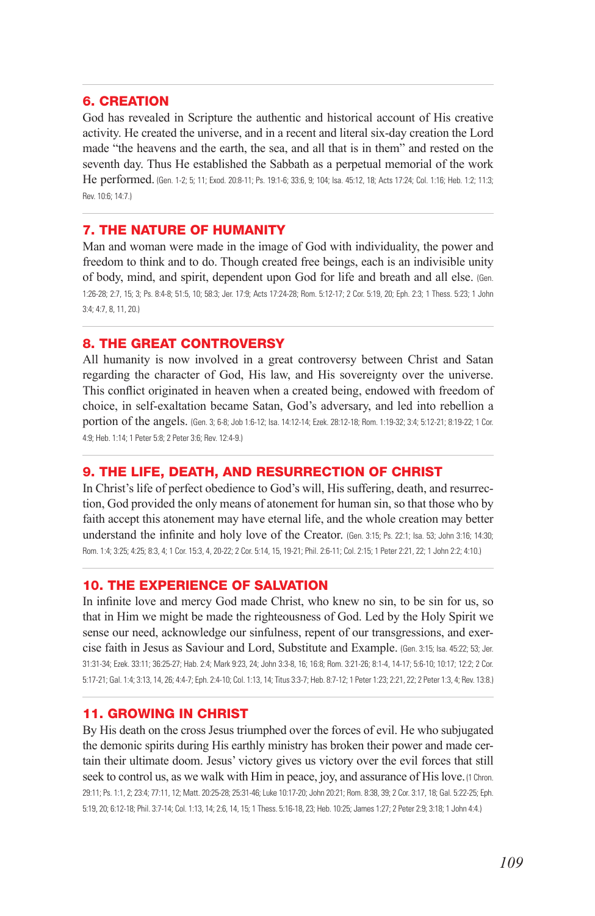## 6. CREATION

God has revealed in Scripture the authentic and historical account of His creative activity. He created the universe, and in a recent and literal six-day creation the Lord made "the heavens and the earth, the sea, and all that is in them" and rested on the seventh day. Thus He established the Sabbath as a perpetual memorial of the work He performed. (Gen. 1-2; 5; 11; Exod. 20:8-11; Ps. 19:1-6; 33:6, 9; 104; Isa. 45:12, 18; Acts 17:24; Col. 1:16; Heb. 1:2; 11:3; Rev. 10:6; 14:7.)

## 7. THE NATURE OF HUMANITY

Man and woman were made in the image of God with individuality, the power and freedom to think and to do. Though created free beings, each is an indivisible unity of body, mind, and spirit, dependent upon God for life and breath and all else. (Gen. 1:26-28; 2:7, 15; 3; Ps. 8:4-8; 51:5, 10; 58:3; Jer. 17:9; Acts 17:24-28; Rom. 5:12-17; 2 Cor. 5:19, 20; Eph. 2:3; 1 Thess. 5:23; 1 John 3:4; 4:7, 8, 11, 20.)

## 8. THE GREAT CONTROVERSY

All humanity is now involved in a great controversy between Christ and Satan regarding the character of God, His law, and His sovereignty over the universe. This conflict originated in heaven when a created being, endowed with freedom of choice, in self-exaltation became Satan, God's adversary, and led into rebellion a portion of the angels. (Gen. 3; 6-8; Job 1:6-12; Isa. 14:12-14; Ezek. 28:12-18; Rom. 1:19-32; 3:4; 5:12-21; 8:19-22; 1 Cor. 4:9; Heb. 1:14; 1 Peter 5:8; 2 Peter 3:6; Rev. 12:4-9.)

## 9. THE LIFE, DEATH, AND RESURRECTION OF CHRIST

In Christ's life of perfect obedience to God's will, His suffering, death, and resurrection, God provided the only means of atonement for human sin, so that those who by faith accept this atonement may have eternal life, and the whole creation may better understand the infinite and holy love of the Creator. (Gen. 3:15; Ps. 22:1; Isa. 53; John 3:16; 14:30; Rom. 1:4; 3:25; 4:25; 8:3, 4; 1 Cor. 15:3, 4, 20-22; 2 Cor. 5:14, 15, 19-21; Phil. 2:6-11; Col. 2:15; 1 Peter 2:21, 22; 1 John 2:2; 4:10.)

## 10. THE EXPERIENCE OF SALVATION

In infinite love and mercy God made Christ, who knew no sin, to be sin for us, so that in Him we might be made the righteousness of God. Led by the Holy Spirit we sense our need, acknowledge our sinfulness, repent of our transgressions, and exercise faith in Jesus as Saviour and Lord, Substitute and Example. (Gen. 3:15; Isa. 45:22; 53; Jer. 31:31-34; Ezek. 33:11; 36:25-27; Hab. 2:4; Mark 9:23, 24; John 3:3-8, 16; 16:8; Rom. 3:21-26; 8:1-4, 14-17; 5:6-10; 10:17; 12:2; 2 Cor. 5:17-21; Gal. 1:4; 3:13, 14, 26; 4:4-7; Eph. 2:4-10; Col. 1:13, 14; Titus 3:3-7; Heb. 8:7-12; 1 Peter 1:23; 2:21, 22; 2 Peter 1:3, 4; Rev. 13:8.)

## 11. GROWING IN CHRIST

By His death on the cross Jesus triumphed over the forces of evil. He who subjugated the demonic spirits during His earthly ministry has broken their power and made certain their ultimate doom. Jesus' victory gives us victory over the evil forces that still seek to control us, as we walk with Him in peace, joy, and assurance of His love. (1 Chron. 29:11; Ps. 1:1, 2; 23:4; 77:11, 12; Matt. 20:25-28; 25:31-46; Luke 10:17-20; John 20:21; Rom. 8:38, 39; 2 Cor. 3:17, 18; Gal. 5:22-25; Eph. 5:19, 20; 6:12-18; Phil. 3:7-14; Col. 1:13, 14; 2:6, 14, 15; 1 Thess. 5:16-18, 23; Heb. 10:25; James 1:27; 2 Peter 2:9; 3:18; 1 John 4:4.)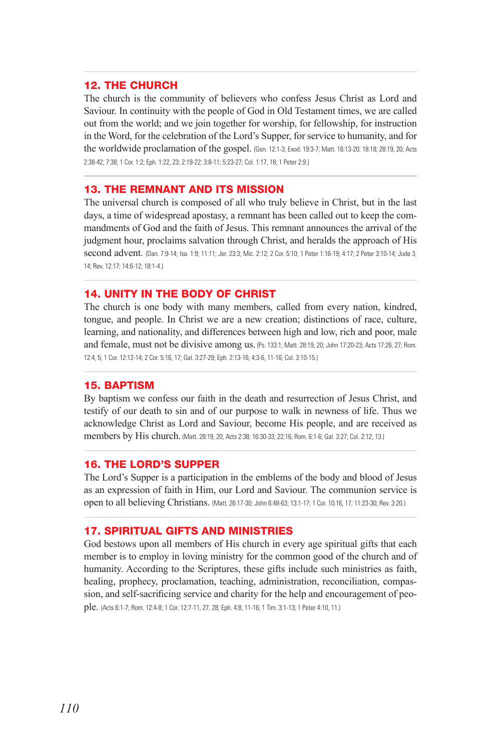## 12. THE CHURCH

The church is the community of believers who confess Jesus Christ as Lord and Saviour. In continuity with the people of God in Old Testament times, we are called out from the world; and we join together for worship, for fellowship, for instruction in the Word, for the celebration of the Lord's Supper, for service to humanity, and for the worldwide proclamation of the gospel. (Gen. 12:1-3; Exod. 19:3-7; Matt. 16:13-20; 18:18; 28:19, 20; Acts 2:38-42; 7:38; 1 Cor. 1:2; Eph. 1:22, 23; 2:19-22; 3:8-11; 5:23-27; Col. 1:17, 18; 1 Peter 2:9.)

## 13. THE REMNANT AND ITS MISSION

The universal church is composed of all who truly believe in Christ, but in the last days, a time of widespread apostasy, a remnant has been called out to keep the commandments of God and the faith of Jesus. This remnant announces the arrival of the judgment hour, proclaims salvation through Christ, and heralds the approach of His second advent. (Dan. 7:9-14; Isa. 1:9; 11:11; Jer. 23:3; Mic. 2:12; 2 Cor. 5:10; 1 Peter 1:16-19; 4:17; 2 Peter 3:10-14; Jude 3, 14; Rev. 12:17; 14:6-12; 18:1-4.)

## 14. UNITY IN THE BODY OF CHRIST

The church is one body with many members, called from every nation, kindred, tongue, and people. In Christ we are a new creation; distinctions of race, culture, learning, and nationality, and differences between high and low, rich and poor, male and female, must not be divisive among us. (Ps. 133:1; Matt. 28:19, 20; John 17:20-23; Acts 17:26, 27; Rom. 12:4, 5; 1 Cor. 12:12-14; 2 Cor. 5:16, 17; Gal. 3:27-29; Eph. 2:13-16; 4:3-6, 11-16; Col. 3:10-15.)

## 15. BAPTISM

By baptism we confess our faith in the death and resurrection of Jesus Christ, and testify of our death to sin and of our purpose to walk in newness of life. Thus we acknowledge Christ as Lord and Saviour, become His people, and are received as members by His church. (Matt. 28:19, 20; Acts 2:38; 16:30-33; 22:16; Rom. 6:1-6; Gal. 3:27; Col. 2:12, 13.)

## 16. THE LORD'S SUPPER

The Lord's Supper is a participation in the emblems of the body and blood of Jesus as an expression of faith in Him, our Lord and Saviour. The communion service is open to all believing Christians. (Matt. 26:17-30; John 6:48-63; 13:1-17; 1 Cor. 10:16, 17; 11:23-30; Rev. 3:20.)

## 17. SPIRITUAL GIFTS AND MINISTRIES

God bestows upon all members of His church in every age spiritual gifts that each member is to employ in loving ministry for the common good of the church and of humanity. According to the Scriptures, these gifts include such ministries as faith, healing, prophecy, proclamation, teaching, administration, reconciliation, compassion, and self-sacrificing service and charity for the help and encouragement of people. (Acts 6:1-7; Rom. 12:4-8; 1 Cor. 12:7-11, 27, 28; Eph. 4:8, 11-16; 1 Tim. 3:1-13; 1 Peter 4:10, 11.)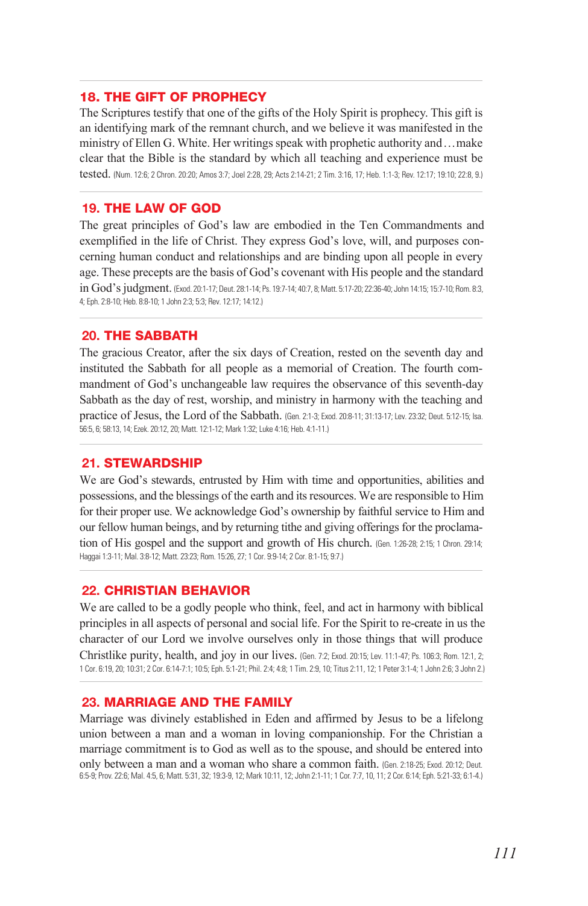## 18. THE GIFT OF PROPHECY

The Scriptures testify that one of the gifts of the Holy Spirit is prophecy. This gift is an identifying mark of the remnant church, and we believe it was manifested in the ministry of Ellen G. White. Her writings speak with prophetic authority and . . . make clear that the Bible is the standard by which all teaching and experience must be tested. (Num. 12:6; 2 Chron. 20:20; Amos 3:7; Joel 2:28, 29; Acts 2:14-21; 2 Tim. 3:16, 17; Heb. 1:1-3; Rev. 12:17; 19:10; 22:8, 9.)

## 19. THE LAW OF GOD

The great principles of God's law are embodied in the Ten Commandments and exemplified in the life of Christ. They express God's love, will, and purposes concerning human conduct and relationships and are binding upon all people in every age. These precepts are the basis of God's covenant with His people and the standard in God's judgment. (Exod. 20:1-17; Deut. 28:1-14; Ps. 19:7-14; 40:7, 8; Matt. 5:17-20; 22:36-40; John 14:15; 15:7-10; Rom. 8:3, 4; Eph. 2:8-10; Heb. 8:8-10; 1 John 2:3; 5:3; Rev. 12:17; 14:12.)

## 20. THE SABBATH

The gracious Creator, after the six days of Creation, rested on the seventh day and instituted the Sabbath for all people as a memorial of Creation. The fourth commandment of God's unchangeable law requires the observance of this seventh-day Sabbath as the day of rest, worship, and ministry in harmony with the teaching and practice of Jesus, the Lord of the Sabbath. (Gen. 2:1-3; Exod. 20:8-11; 31:13-17; Lev. 23:32; Deut. 5:12-15; Isa. 56:5, 6; 58:13, 14; Ezek. 20:12, 20; Matt. 12:1-12; Mark 1:32; Luke 4:16; Heb. 4:1-11.)

## 21. STEWARDSHIP

We are God's stewards, entrusted by Him with time and opportunities, abilities and possessions, and the blessings of the earth and its resources. We are responsible to Him for their proper use. We acknowledge God's ownership by faithful service to Him and our fellow human beings, and by returning tithe and giving offerings for the proclamation of His gospel and the support and growth of His church. (Gen. 1:26-28; 2:15; 1 Chron. 29:14; Haggai 1:3-11; Mal. 3:8-12; Matt. 23:23; Rom. 15:26, 27; 1 Cor. 9:9-14; 2 Cor. 8:1-15; 9:7.)

## 22. CHRISTIAN BEHAVIOR

We are called to be a godly people who think, feel, and act in harmony with biblical principles in all aspects of personal and social life. For the Spirit to re-create in us the character of our Lord we involve ourselves only in those things that will produce Christlike purity, health, and joy in our lives. (Gen. 7:2; Exod. 20:15; Lev. 11:1-47; Ps. 106:3; Rom. 12:1, 2; 1 Cor. 6:19, 20; 10:31; 2 Cor. 6:14-7:1; 10:5; Eph. 5:1-21; Phil. 2:4; 4:8; 1 Tim. 2:9, 10; Titus 2:11, 12; 1 Peter 3:1-4; 1 John 2:6; 3 John 2.)

## 23. MARRIAGE AND THE FAMILY

Marriage was divinely established in Eden and affirmed by Jesus to be a lifelong union between a man and a woman in loving companionship. For the Christian a marriage commitment is to God as well as to the spouse, and should be entered into only between a man and a woman who share a common faith. (Gen. 2:18-25; Exod. 20:12; Deut. 6:5-9; Prov. 22:6; Mal. 4:5, 6; Matt. 5:31, 32; 19:3-9, 12; Mark 10:11, 12; John 2:1-11; 1 Cor. 7:7, 10, 11; 2 Cor. 6:14; Eph. 5:21-33; 6:1-4.)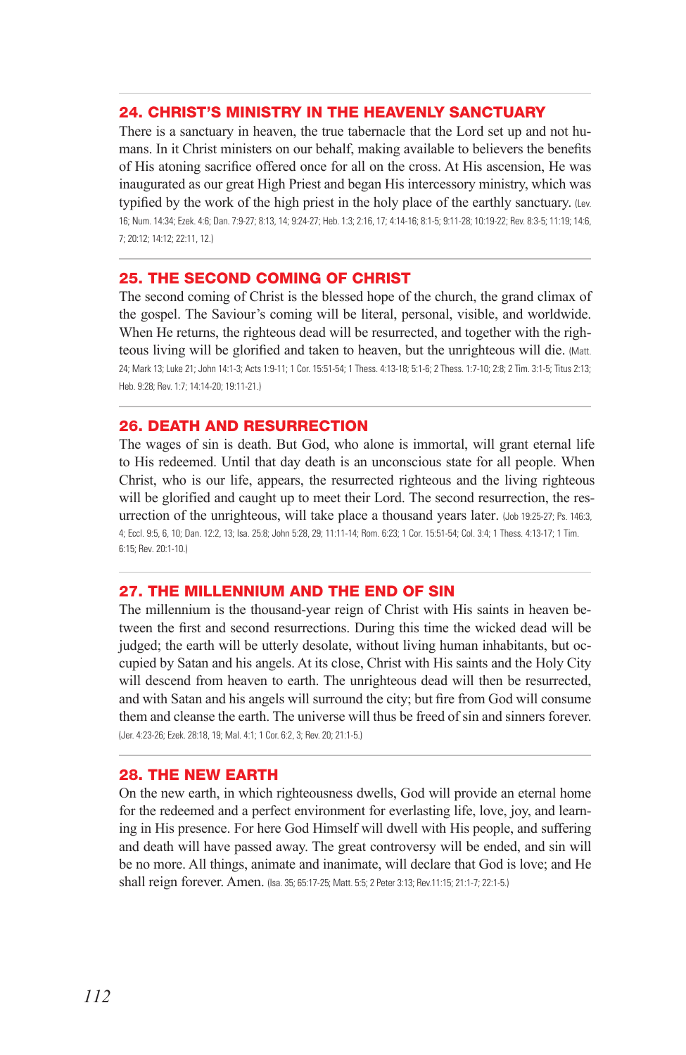## 24. CHRIST'S MINISTRY IN THE HEAVENLY SANCTUARY

There is a sanctuary in heaven, the true tabernacle that the Lord set up and not humans. In it Christ ministers on our behalf, making available to believers the benefits of His atoning sacrifice offered once for all on the cross. At His ascension, He was inaugurated as our great High Priest and began His intercessory ministry, which was typified by the work of the high priest in the holy place of the earthly sanctuary. (Lev. 16; Num. 14:34; Ezek. 4:6; Dan. 7:9-27; 8:13, 14; 9:24-27; Heb. 1:3; 2:16, 17; 4:14-16; 8:1-5; 9:11-28; 10:19-22; Rev. 8:3-5; 11:19; 14:6, 7; 20:12; 14:12; 22:11, 12.)

## 25. THE SECOND COMING OF CHRIST

The second coming of Christ is the blessed hope of the church, the grand climax of the gospel. The Saviour's coming will be literal, personal, visible, and worldwide. When He returns, the righteous dead will be resurrected, and together with the righteous living will be glorified and taken to heaven, but the unrighteous will die. (Matt. 24; Mark 13; Luke 21; John 14:1-3; Acts 1:9-11; 1 Cor. 15:51-54; 1 Thess. 4:13-18; 5:1-6; 2 Thess. 1:7-10; 2:8; 2 Tim. 3:1-5; Titus 2:13; Heb. 9:28; Rev. 1:7; 14:14-20; 19:11-21.)

## 26. DEATH AND RESURRECTION

The wages of sin is death. But God, who alone is immortal, will grant eternal life to His redeemed. Until that day death is an unconscious state for all people. When Christ, who is our life, appears, the resurrected righteous and the living righteous will be glorified and caught up to meet their Lord. The second resurrection, the resurrection of the unrighteous, will take place a thousand years later. (Job 19:25-27; Ps. 146:3, 4; Eccl. 9:5, 6, 10; Dan. 12:2, 13; Isa. 25:8; John 5:28, 29; 11:11-14; Rom. 6:23; 1 Cor. 15:51-54; Col. 3:4; 1 Thess. 4:13-17; 1 Tim. 6:15; Rev. 20:1-10.)

## 27. THE MILLENNIUM AND THE END OF SIN

The millennium is the thousand-year reign of Christ with His saints in heaven between the first and second resurrections. During this time the wicked dead will be judged; the earth will be utterly desolate, without living human inhabitants, but occupied by Satan and his angels. At its close, Christ with His saints and the Holy City will descend from heaven to earth. The unrighteous dead will then be resurrected, and with Satan and his angels will surround the city; but fire from God will consume them and cleanse the earth. The universe will thus be freed of sin and sinners forever. (Jer. 4:23-26; Ezek. 28:18, 19; Mal. 4:1; 1 Cor. 6:2, 3; Rev. 20; 21:1-5.)

## 28. THE NEW EARTH

On the new earth, in which righteousness dwells, God will provide an eternal home for the redeemed and a perfect environment for everlasting life, love, joy, and learning in His presence. For here God Himself will dwell with His people, and suffering and death will have passed away. The great controversy will be ended, and sin will be no more. All things, animate and inanimate, will declare that God is love; and He shall reign forever. Amen. (Isa. 35; 65:17-25; Matt. 5:5; 2 Peter 3:13; Rev.11:15; 21:1-7; 22:1-5.)